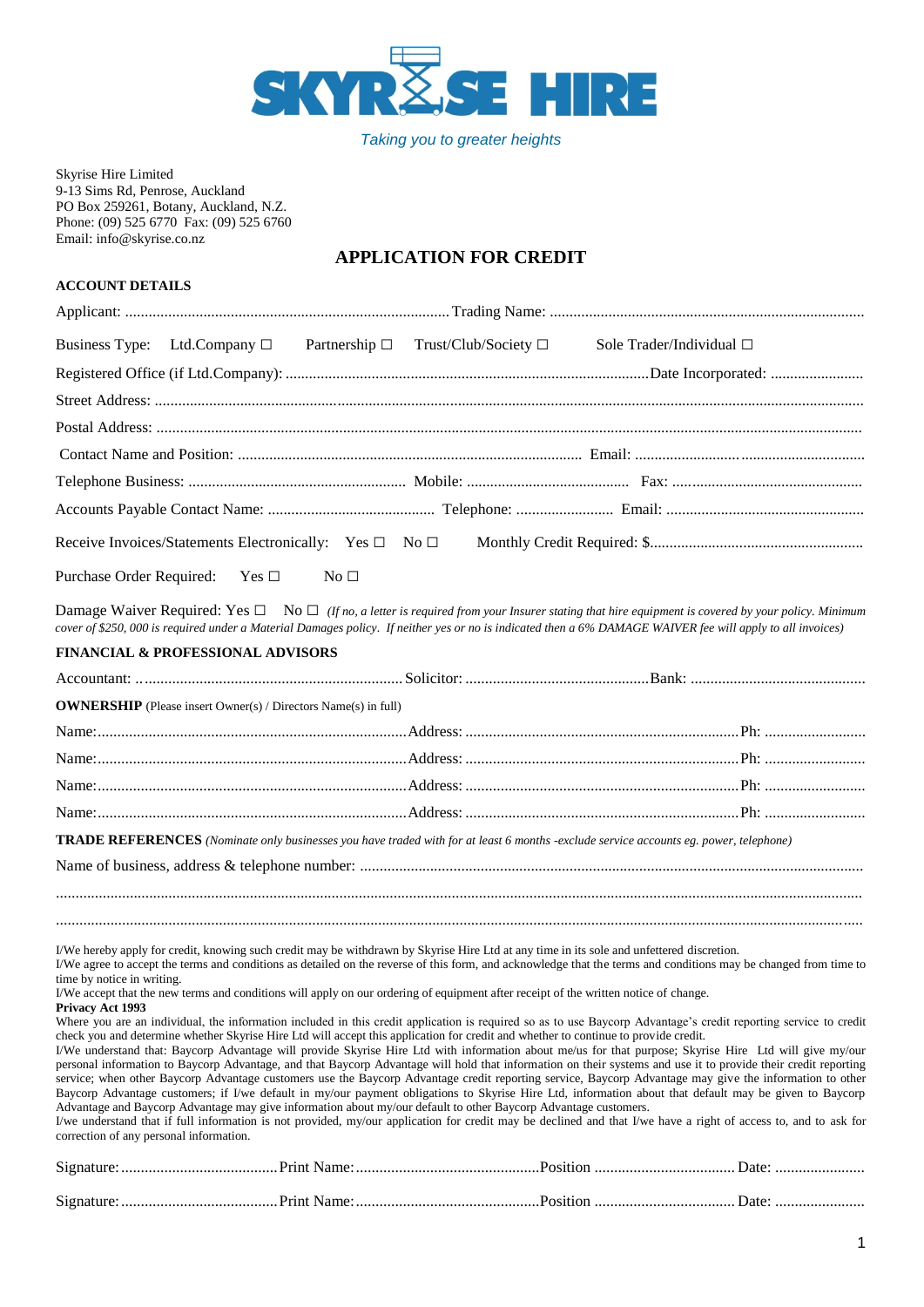# SKYRISE HIRE

*Taking you to greater heights*

Skyrise Hire Limited
9-13 Sims Rd, Penrose, Auckland
PO Box 259261, Botany, Auckland, N.Z.
Phone: (09) 525 6770 Fax: (09) 525 6760
Email: info@skyrise.co.nz

## APPLICATION FOR CREDIT

**ACCOUNT DETAILS**

Applicant: .................................................................................. Trading Name: ................................................................................

Business Type: Ltd.Company ☐ Partnership ☐ Trust/Club/Society ☐ Sole Trader/Individual ☐

Registered Office (if Ltd.Company): ............................................................................................ Date Incorporated: ........................

Street Address: ..........................................................................................................................................................................

Postal Address: ..........................................................................................................................................................................

Contact Name and Position: ........................................................................................ Email: ..........................................................

Telephone Business: ....................................................... Mobile: .......................................... Fax: .................................................

Accounts Payable Contact Name: ........................................... Telephone: ......................... Email: ..................................................

Receive Invoices/Statements Electronically: Yes ☐ No ☐ Monthly Credit Required: $......................................................

Purchase Order Required: Yes ☐ No ☐

Damage Waiver Required: Yes ☐ No ☐ *(If no, a letter is required from your Insurer stating that hire equipment is covered by your policy. Minimum cover of $250, 000 is required under a Material Damages policy. If neither yes or no is indicated then a 6% DAMAGE WAIVER fee will apply to all invoices)*

**FINANCIAL & PROFESSIONAL ADVISORS**

Accountant: .................................................................. Solicitor: .............................................. Bank: ............................................

**OWNERSHIP** (Please insert Owner(s) / Directors Name(s) in full)

Name:.............................................................................. Address: .................................................................... Ph: ..........................

Name:.............................................................................. Address: .................................................................... Ph: ..........................

Name:.............................................................................. Address: .................................................................... Ph: ..........................

Name:.............................................................................. Address: .................................................................... Ph: ..........................

**TRADE REFERENCES** *(Nominate only businesses you have traded with for at least 6 months -exclude service accounts eg. power, telephone)*

Name of business, address & telephone number: ................................................................................................................................

..........................................................................................................................................................................................................

..........................................................................................................................................................................................................

I/We hereby apply for credit, knowing such credit may be withdrawn by Skyrise Hire Ltd at any time in its sole and unfettered discretion.
I/We agree to accept the terms and conditions as detailed on the reverse of this form, and acknowledge that the terms and conditions may be changed from time to time by notice in writing.
I/We accept that the new terms and conditions will apply on our ordering of equipment after receipt of the written notice of change.

**Privacy Act 1993**

Where you are an individual, the information included in this credit application is required so as to use Baycorp Advantage's credit reporting service to credit check you and determine whether Skyrise Hire Ltd will accept this application for credit and whether to continue to provide credit.
I/We understand that: Baycorp Advantage will provide Skyrise Hire Ltd with information about me/us for that purpose; Skyrise Hire Ltd will give my/our personal information to Baycorp Advantage, and that Baycorp Advantage will hold that information on their systems and use it to provide their credit reporting service; when other Baycorp Advantage customers use the Baycorp Advantage credit reporting service, Baycorp Advantage may give the information to other Baycorp Advantage customers; if I/we default in my/our payment obligations to Skyrise Hire Ltd, information about that default may be given to Baycorp Advantage and Baycorp Advantage may give information about my/our default to other Baycorp Advantage customers.
I/we understand that if full information is not provided, my/our application for credit may be declined and that I/we have a right of access to, and to ask for correction of any personal information.

Signature:........................................ Print Name:............................................... Position ................................... Date: .......................

Signature:........................................ Print Name:............................................... Position ................................... Date: .......................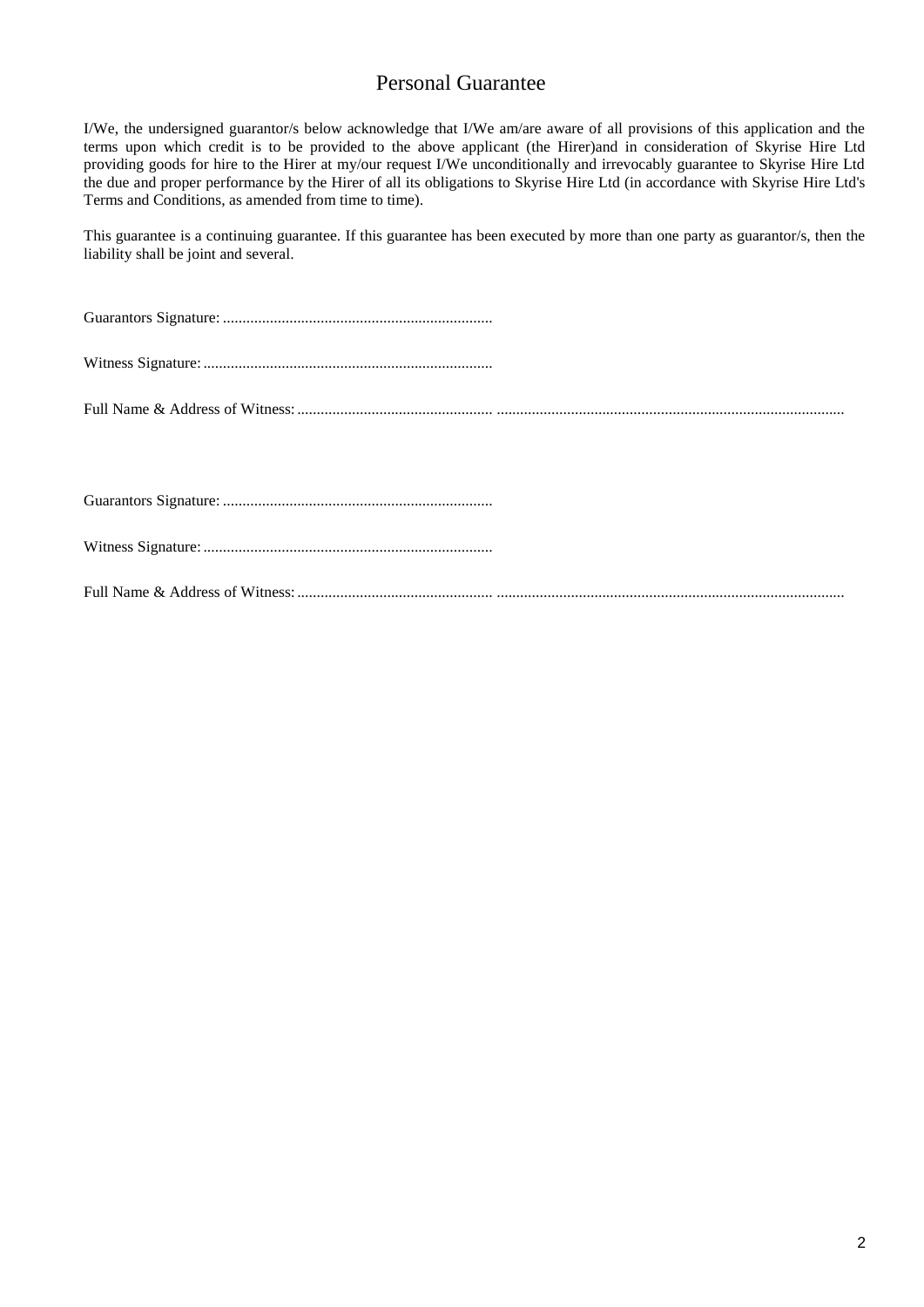# Personal Guarantee

I/We, the undersigned guarantor/s below acknowledge that I/We am/are aware of all provisions of this application and the terms upon which credit is to be provided to the above applicant (the Hirer)and in consideration of Skyrise Hire Ltd providing goods for hire to the Hirer at my/our request I/We unconditionally and irrevocably guarantee to Skyrise Hire Ltd the due and proper performance by the Hirer of all its obligations to Skyrise Hire Ltd (in accordance with Skyrise Hire Ltd's Terms and Conditions, as amended from time to time).

This guarantee is a continuing guarantee. If this guarantee has been executed by more than one party as guarantor/s, then the liability shall be joint and several.

Guarantors Signature: .....................................................................

Witness Signature: ..........................................................................

Full Name & Address of Witness: .................................................... .........................................................................................

Guarantors Signature: .....................................................................

Witness Signature: ..........................................................................

Full Name & Address of Witness: .................................................... .........................................................................................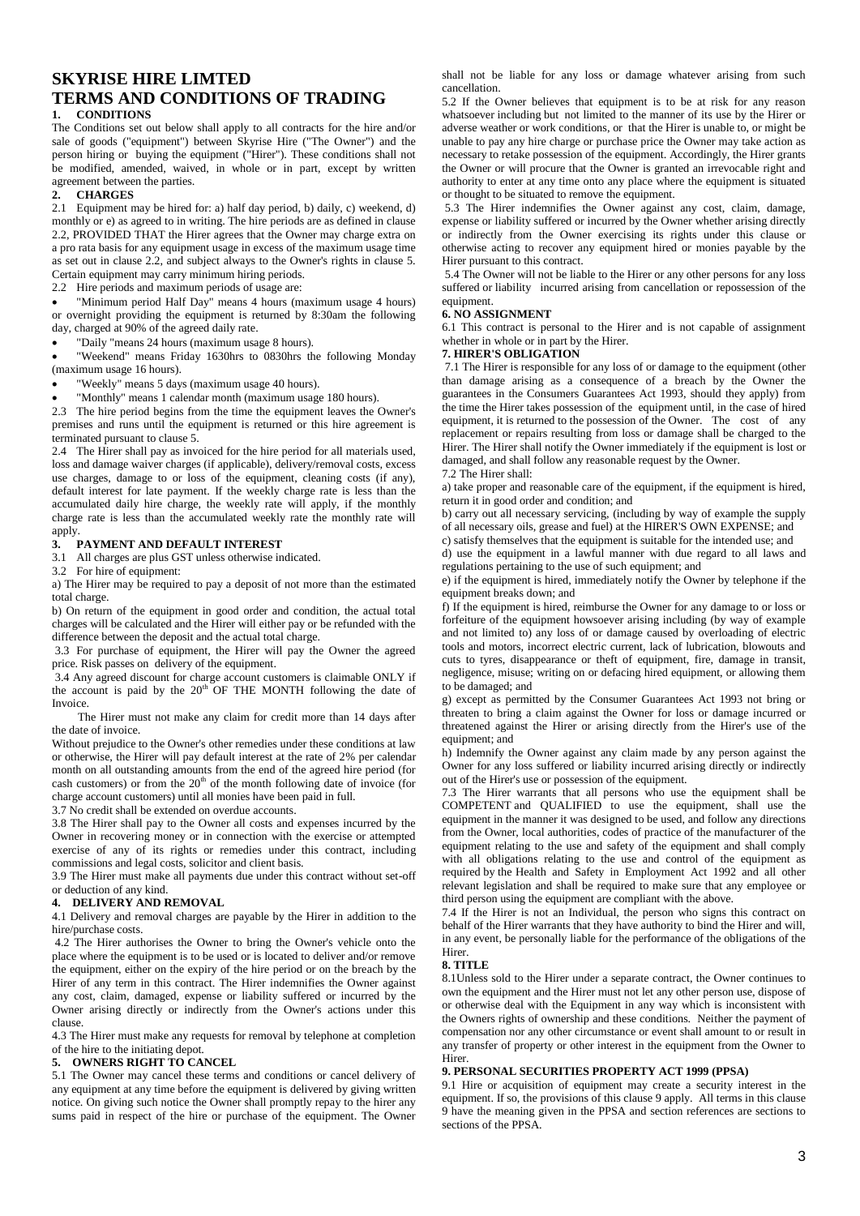# SKYRISE HIRE LIMTED

# TERMS AND CONDITIONS OF TRADING

## 1. CONDITIONS

The Conditions set out below shall apply to all contracts for the hire and/or sale of goods ("equipment") between Skyrise Hire ("The Owner") and the person hiring or buying the equipment ("Hirer"). These conditions shall not be modified, amended, waived, in whole or in part, except by written agreement between the parties.

## 2. CHARGES

2.1 Equipment may be hired for: a) half day period, b) daily, c) weekend, d) monthly or e) as agreed to in writing. The hire periods are as defined in clause 2.2, PROVIDED THAT the Hirer agrees that the Owner may charge extra on a pro rata basis for any equipment usage in excess of the maximum usage time as set out in clause 2.2, and subject always to the Owner's rights in clause 5. Certain equipment may carry minimum hiring periods.

2.2 Hire periods and maximum periods of usage are:

- "Minimum period Half Day" means 4 hours (maximum usage 4 hours) or overnight providing the equipment is returned by 8:30am the following day, charged at 90% of the agreed daily rate.
- "Daily "means 24 hours (maximum usage 8 hours).
- "Weekend" means Friday 1630hrs to 0830hrs the following Monday (maximum usage 16 hours).
- "Weekly" means 5 days (maximum usage 40 hours).
- "Monthly" means 1 calendar month (maximum usage 180 hours).

2.3 The hire period begins from the time the equipment leaves the Owner's premises and runs until the equipment is returned or this hire agreement is terminated pursuant to clause 5.

2.4 The Hirer shall pay as invoiced for the hire period for all materials used, loss and damage waiver charges (if applicable), delivery/removal costs, excess use charges, damage to or loss of the equipment, cleaning costs (if any), default interest for late payment. If the weekly charge rate is less than the accumulated daily hire charge, the weekly rate will apply, if the monthly charge rate is less than the accumulated weekly rate the monthly rate will apply.

## 3. PAYMENT AND DEFAULT INTEREST

3.1 All charges are plus GST unless otherwise indicated.

3.2 For hire of equipment:

a) The Hirer may be required to pay a deposit of not more than the estimated total charge.

b) On return of the equipment in good order and condition, the actual total charges will be calculated and the Hirer will either pay or be refunded with the difference between the deposit and the actual total charge.

3.3 For purchase of equipment, the Hirer will pay the Owner the agreed price. Risk passes on delivery of the equipment.

3.4 Any agreed discount for charge account customers is claimable ONLY if the account is paid by the 20th OF THE MONTH following the date of Invoice.

The Hirer must not make any claim for credit more than 14 days after the date of invoice.

Without prejudice to the Owner's other remedies under these conditions at law or otherwise, the Hirer will pay default interest at the rate of 2% per calendar month on all outstanding amounts from the end of the agreed hire period (for cash customers) or from the 20th of the month following date of invoice (for charge account customers) until all monies have been paid in full.

3.7 No credit shall be extended on overdue accounts.

3.8 The Hirer shall pay to the Owner all costs and expenses incurred by the Owner in recovering money or in connection with the exercise or attempted exercise of any of its rights or remedies under this contract, including commissions and legal costs, solicitor and client basis.

3.9 The Hirer must make all payments due under this contract without set-off or deduction of any kind.

## 4. DELIVERY AND REMOVAL

4.1 Delivery and removal charges are payable by the Hirer in addition to the hire/purchase costs.

4.2 The Hirer authorises the Owner to bring the Owner's vehicle onto the place where the equipment is to be used or is located to deliver and/or remove the equipment, either on the expiry of the hire period or on the breach by the Hirer of any term in this contract. The Hirer indemnifies the Owner against any cost, claim, damaged, expense or liability suffered or incurred by the Owner arising directly or indirectly from the Owner's actions under this clause.

4.3 The Hirer must make any requests for removal by telephone at completion of the hire to the initiating depot.

## 5. OWNERS RIGHT TO CANCEL

5.1 The Owner may cancel these terms and conditions or cancel delivery of any equipment at any time before the equipment is delivered by giving written notice. On giving such notice the Owner shall promptly repay to the hirer any sums paid in respect of the hire or purchase of the equipment. The Owner shall not be liable for any loss or damage whatever arising from such cancellation.

5.2 If the Owner believes that equipment is to be at risk for any reason whatsoever including but not limited to the manner of its use by the Hirer or adverse weather or work conditions, or that the Hirer is unable to, or might be unable to pay any hire charge or purchase price the Owner may take action as necessary to retake possession of the equipment. Accordingly, the Hirer grants the Owner or will procure that the Owner is granted an irrevocable right and authority to enter at any time onto any place where the equipment is situated or thought to be situated to remove the equipment.

5.3 The Hirer indemnifies the Owner against any cost, claim, damage, expense or liability suffered or incurred by the Owner whether arising directly or indirectly from the Owner exercising its rights under this clause or otherwise acting to recover any equipment hired or monies payable by the Hirer pursuant to this contract.

5.4 The Owner will not be liable to the Hirer or any other persons for any loss suffered or liability incurred arising from cancellation or repossession of the equipment.

## 6. NO ASSIGNMENT

6.1 This contract is personal to the Hirer and is not capable of assignment whether in whole or in part by the Hirer.

## 7. HIRER'S OBLIGATION

7.1 The Hirer is responsible for any loss of or damage to the equipment (other than damage arising as a consequence of a breach by the Owner the guarantees in the Consumers Guarantees Act 1993, should they apply) from the time the Hirer takes possession of the equipment until, in the case of hired equipment, it is returned to the possession of the Owner. The cost of any replacement or repairs resulting from loss or damage shall be charged to the Hirer. The Hirer shall notify the Owner immediately if the equipment is lost or damaged, and shall follow any reasonable request by the Owner.

7.2 The Hirer shall:

a) take proper and reasonable care of the equipment, if the equipment is hired, return it in good order and condition; and

b) carry out all necessary servicing, (including by way of example the supply of all necessary oils, grease and fuel) at the HIRER'S OWN EXPENSE; and

c) satisfy themselves that the equipment is suitable for the intended use; and

d) use the equipment in a lawful manner with due regard to all laws and regulations pertaining to the use of such equipment; and

e) if the equipment is hired, immediately notify the Owner by telephone if the equipment breaks down; and

f) If the equipment is hired, reimburse the Owner for any damage to or loss or forfeiture of the equipment howsoever arising including (by way of example and not limited to) any loss of or damage caused by overloading of electric tools and motors, incorrect electric current, lack of lubrication, blowouts and cuts to tyres, disappearance or theft of equipment, fire, damage in transit, negligence, misuse; writing on or defacing hired equipment, or allowing them to be damaged; and

g) except as permitted by the Consumer Guarantees Act 1993 not bring or threaten to bring a claim against the Owner for loss or damage incurred or threatened against the Hirer or arising directly from the Hirer's use of the equipment; and

h) Indemnify the Owner against any claim made by any person against the Owner for any loss suffered or liability incurred arising directly or indirectly out of the Hirer's use or possession of the equipment.

7.3 The Hirer warrants that all persons who use the equipment shall be COMPETENT and QUALIFIED to use the equipment, shall use the equipment in the manner it was designed to be used, and follow any directions from the Owner, local authorities, codes of practice of the manufacturer of the equipment relating to the use and safety of the equipment and shall comply with all obligations relating to the use and control of the equipment as required by the Health and Safety in Employment Act 1992 and all other relevant legislation and shall be required to make sure that any employee or third person using the equipment are compliant with the above.

7.4 If the Hirer is not an Individual, the person who signs this contract on behalf of the Hirer warrants that they have authority to bind the Hirer and will, in any event, be personally liable for the performance of the obligations of the Hirer.

## 8. TITLE

8.1Unless sold to the Hirer under a separate contract, the Owner continues to own the equipment and the Hirer must not let any other person use, dispose of or otherwise deal with the Equipment in any way which is inconsistent with the Owners rights of ownership and these conditions. Neither the payment of compensation nor any other circumstance or event shall amount to or result in any transfer of property or other interest in the equipment from the Owner to Hirer.

## 9. PERSONAL SECURITIES PROPERTY ACT 1999 (PPSA)

9.1 Hire or acquisition of equipment may create a security interest in the equipment. If so, the provisions of this clause 9 apply. All terms in this clause 9 have the meaning given in the PPSA and section references are sections to sections of the PPSA.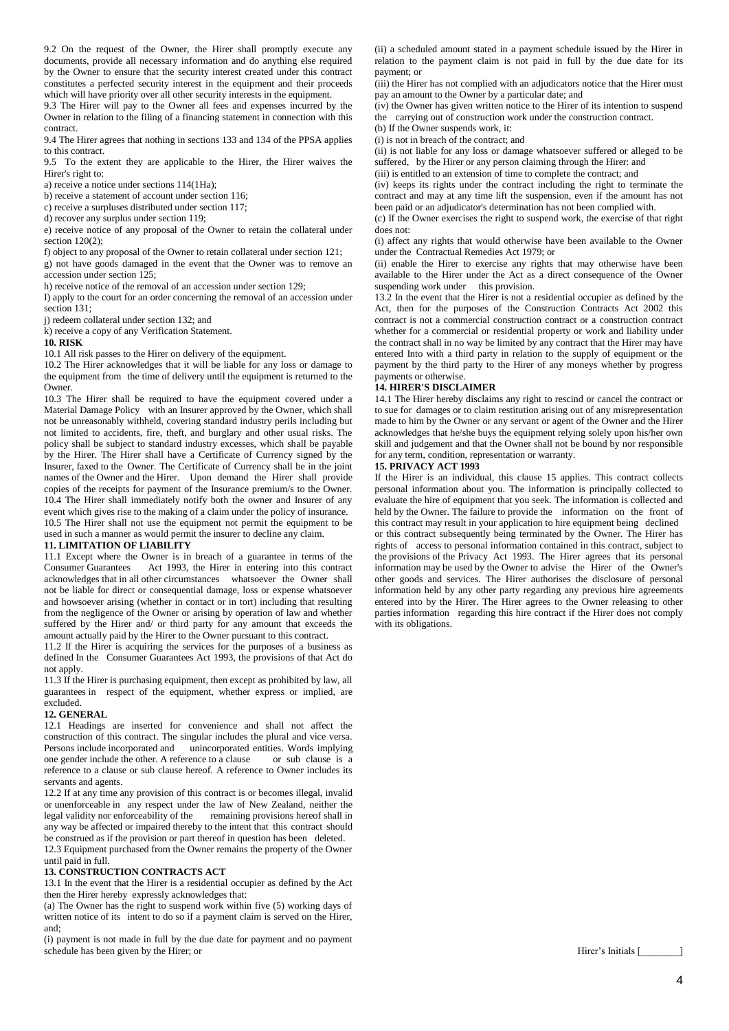9.2 On the request of the Owner, the Hirer shall promptly execute any documents, provide all necessary information and do anything else required by the Owner to ensure that the security interest created under this contract constitutes a perfected security interest in the equipment and their proceeds which will have priority over all other security interests in the equipment.

9.3 The Hirer will pay to the Owner all fees and expenses incurred by the Owner in relation to the filing of a financing statement in connection with this contract.

9.4 The Hirer agrees that nothing in sections 133 and 134 of the PPSA applies to this contract.

9.5 To the extent they are applicable to the Hirer, the Hirer waives the Hirer's right to:

a) receive a notice under sections 114(1Ha);

b) receive a statement of account under section 116;

c) receive a surpluses distributed under section 117;

d) recover any surplus under section 119;

e) receive notice of any proposal of the Owner to retain the collateral under section 120(2);

f) object to any proposal of the Owner to retain collateral under section 121;

g) not have goods damaged in the event that the Owner was to remove an accession under section 125;

h) receive notice of the removal of an accession under section 129;

I) apply to the court for an order concerning the removal of an accession under section 131;

j) redeem collateral under section 132; and

k) receive a copy of any Verification Statement.

**10. RISK**

10.1 All risk passes to the Hirer on delivery of the equipment.

10.2 The Hirer acknowledges that it will be liable for any loss or damage to the equipment from the time of delivery until the equipment is returned to the Owner.

10.3 The Hirer shall be required to have the equipment covered under a Material Damage Policy with an Insurer approved by the Owner, which shall not be unreasonably withheld, covering standard industry perils including but not limited to accidents, fire, theft, and burglary and other usual risks. The policy shall be subject to standard industry excesses, which shall be payable by the Hirer. The Hirer shall have a Certificate of Currency signed by the Insurer, faxed to the Owner. The Certificate of Currency shall be in the joint names of the Owner and the Hirer. Upon demand the Hirer shall provide copies of the receipts for payment of the Insurance premium/s to the Owner.

10.4 The Hirer shall immediately notify both the owner and Insurer of any event which gives rise to the making of a claim under the policy of insurance.

10.5 The Hirer shall not use the equipment not permit the equipment to be used in such a manner as would permit the insurer to decline any claim.

**11. LIMITATION OF LIABILITY**

11.1 Except where the Owner is in breach of a guarantee in terms of the Consumer Guarantees Act 1993, the Hirer in entering into this contract acknowledges that in all other circumstances whatsoever the Owner shall not be liable for direct or consequential damage, loss or expense whatsoever and howsoever arising (whether in contact or in tort) including that resulting from the negligence of the Owner or arising by operation of law and whether suffered by the Hirer and/ or third party for any amount that exceeds the amount actually paid by the Hirer to the Owner pursuant to this contract.

11.2 If the Hirer is acquiring the services for the purposes of a business as defined In the Consumer Guarantees Act 1993, the provisions of that Act do not apply.

11.3 If the Hirer is purchasing equipment, then except as prohibited by law, all guarantees in respect of the equipment, whether express or implied, are excluded.

**12. GENERAL**

12.1 Headings are inserted for convenience and shall not affect the construction of this contract. The singular includes the plural and vice versa. Persons include incorporated and unincorporated entities. Words implying one gender include the other. A reference to a clause or sub clause is a reference to a clause or sub clause hereof. A reference to Owner includes its servants and agents.

12.2 If at any time any provision of this contract is or becomes illegal, invalid or unenforceable in any respect under the law of New Zealand, neither the legal validity nor enforceability of the remaining provisions hereof shall in any way be affected or impaired thereby to the intent that this contract should be construed as if the provision or part thereof in question has been deleted.

12.3 Equipment purchased from the Owner remains the property of the Owner until paid in full.

**13. CONSTRUCTION CONTRACTS ACT**

13.1 In the event that the Hirer is a residential occupier as defined by the Act then the Hirer hereby expressly acknowledges that:

(a) The Owner has the right to suspend work within five (5) working days of written notice of its intent to do so if a payment claim is served on the Hirer, and;

(i) payment is not made in full by the due date for payment and no payment schedule has been given by the Hirer; or

(ii) a scheduled amount stated in a payment schedule issued by the Hirer in relation to the payment claim is not paid in full by the due date for its payment; or

(iii) the Hirer has not complied with an adjudicators notice that the Hirer must pay an amount to the Owner by a particular date; and

(iv) the Owner has given written notice to the Hirer of its intention to suspend the carrying out of construction work under the construction contract.

(b) If the Owner suspends work, it:

(i) is not in breach of the contract; and

(ii) is not liable for any loss or damage whatsoever suffered or alleged to be suffered, by the Hirer or any person claiming through the Hirer: and

(iii) is entitled to an extension of time to complete the contract; and

(iv) keeps its rights under the contract including the right to terminate the contract and may at any time lift the suspension, even if the amount has not been paid or an adjudicator's determination has not been complied with.

(c) If the Owner exercises the right to suspend work, the exercise of that right does not:

(i) affect any rights that would otherwise have been available to the Owner under the Contractual Remedies Act 1979; or

(ii) enable the Hirer to exercise any rights that may otherwise have been available to the Hirer under the Act as a direct consequence of the Owner suspending work under this provision.

13.2 In the event that the Hirer is not a residential occupier as defined by the Act, then for the purposes of the Construction Contracts Act 2002 this contract is not a commercial construction contract or a construction contract whether for a commercial or residential property or work and liability under the contract shall in no way be limited by any contract that the Hirer may have entered Into with a third party in relation to the supply of equipment or the payment by the third party to the Hirer of any moneys whether by progress payments or otherwise.

**14. HIRER'S DISCLAIMER**

14.1 The Hirer hereby disclaims any right to rescind or cancel the contract or to sue for damages or to claim restitution arising out of any misrepresentation made to him by the Owner or any servant or agent of the Owner and the Hirer acknowledges that he/she buys the equipment relying solely upon his/her own skill and judgement and that the Owner shall not be bound by nor responsible for any term, condition, representation or warranty.

**15. PRIVACY ACT 1993**

If the Hirer is an individual, this clause 15 applies. This contract collects personal information about you. The information is principally collected to evaluate the hire of equipment that you seek. The information is collected and held by the Owner. The failure to provide the information on the front of this contract may result in your application to hire equipment being declined or this contract subsequently being terminated by the Owner. The Hirer has rights of access to personal information contained in this contract, subject to the provisions of the Privacy Act 1993. The Hirer agrees that its personal information may be used by the Owner to advise the Hirer of the Owner's other goods and services. The Hirer authorises the disclosure of personal information held by any other party regarding any previous hire agreements entered into by the Hirer. The Hirer agrees to the Owner releasing to other parties information regarding this hire contract if the Hirer does not comply with its obligations.

Hirer's Initials [________]